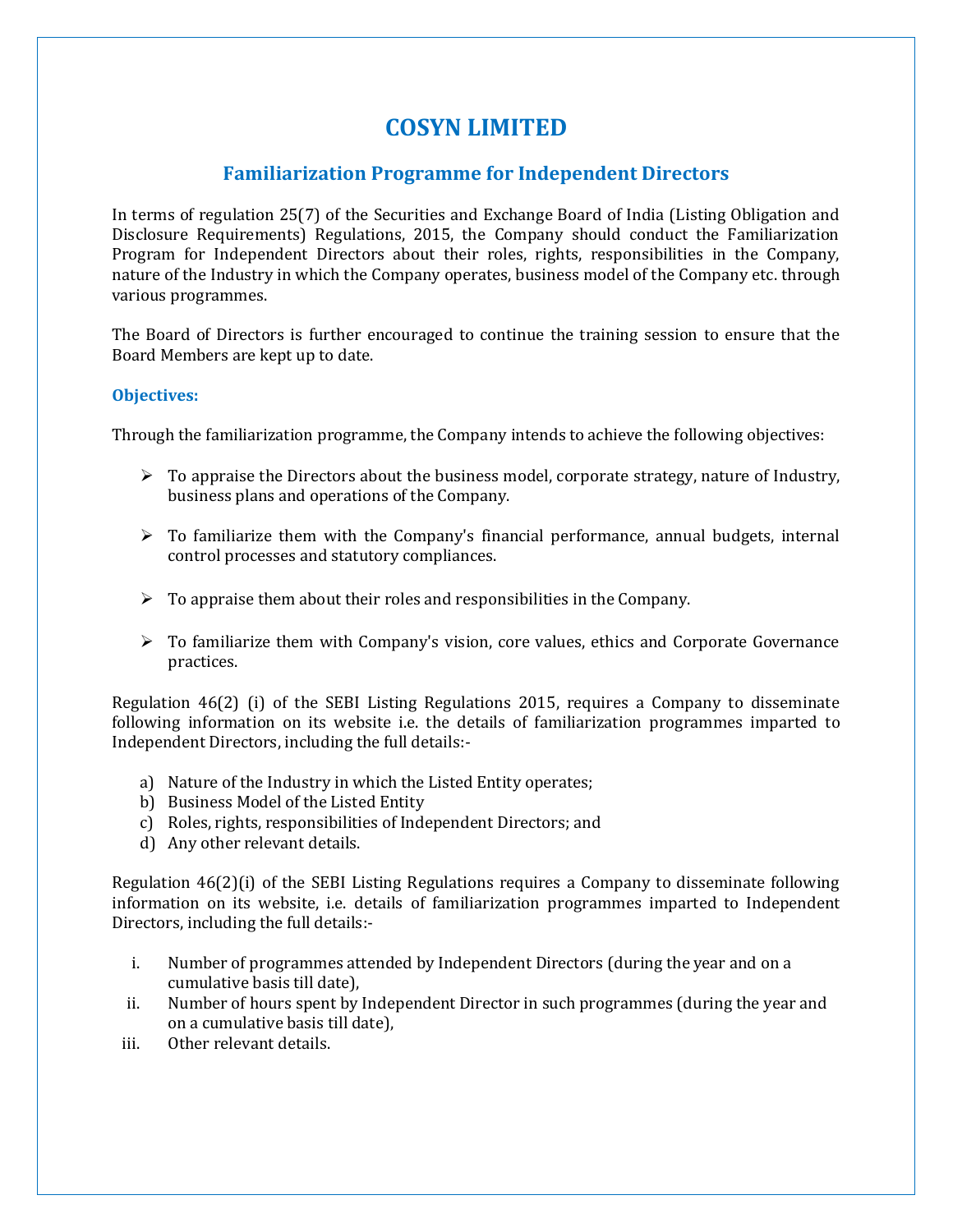# COSYN LIMITED

## Familiarization Programme for Independent Directors

In terms of regulation 25(7) of the Securities and Exchange Board of India (Listing Obligation and Disclosure Requirements) Regulations, 2015, the Company should conduct the Familiarization Program for Independent Directors about their roles, rights, responsibilities in the Company, nature of the Industry in which the Company operates, business model of the Company etc. through various programmes.

The Board of Directors is further encouraged to continue the training session to ensure that the Board Members are kept up to date.

### Objectives:

Through the familiarization programme, the Company intends to achieve the following objectives:

- To appraise the Directors about the business model, corporate strategy, nature of Industry, business plans and operations of the Company.
- To familiarize them with the Company's financial performance, annual budgets, internal control processes and statutory compliances.
- To appraise them about their roles and responsibilities in the Company.
- To familiarize them with Company's vision, core values, ethics and Corporate Governance practices.

Regulation 46(2) (i) of the SEBI Listing Regulations 2015, requires a Company to disseminate following information on its website i.e. the details of familiarization programmes imparted to Independent Directors, including the full details:-

a) Nature of the Industry in which the Listed Entity operates;
b) Business Model of the Listed Entity
c) Roles, rights, responsibilities of Independent Directors; and
d) Any other relevant details.

Regulation 46(2)(i) of the SEBI Listing Regulations requires a Company to disseminate following information on its website, i.e. details of familiarization programmes imparted to Independent Directors, including the full details:-

i. Number of programmes attended by Independent Directors (during the year and on a cumulative basis till date),
ii. Number of hours spent by Independent Director in such programmes (during the year and on a cumulative basis till date),
iii. Other relevant details.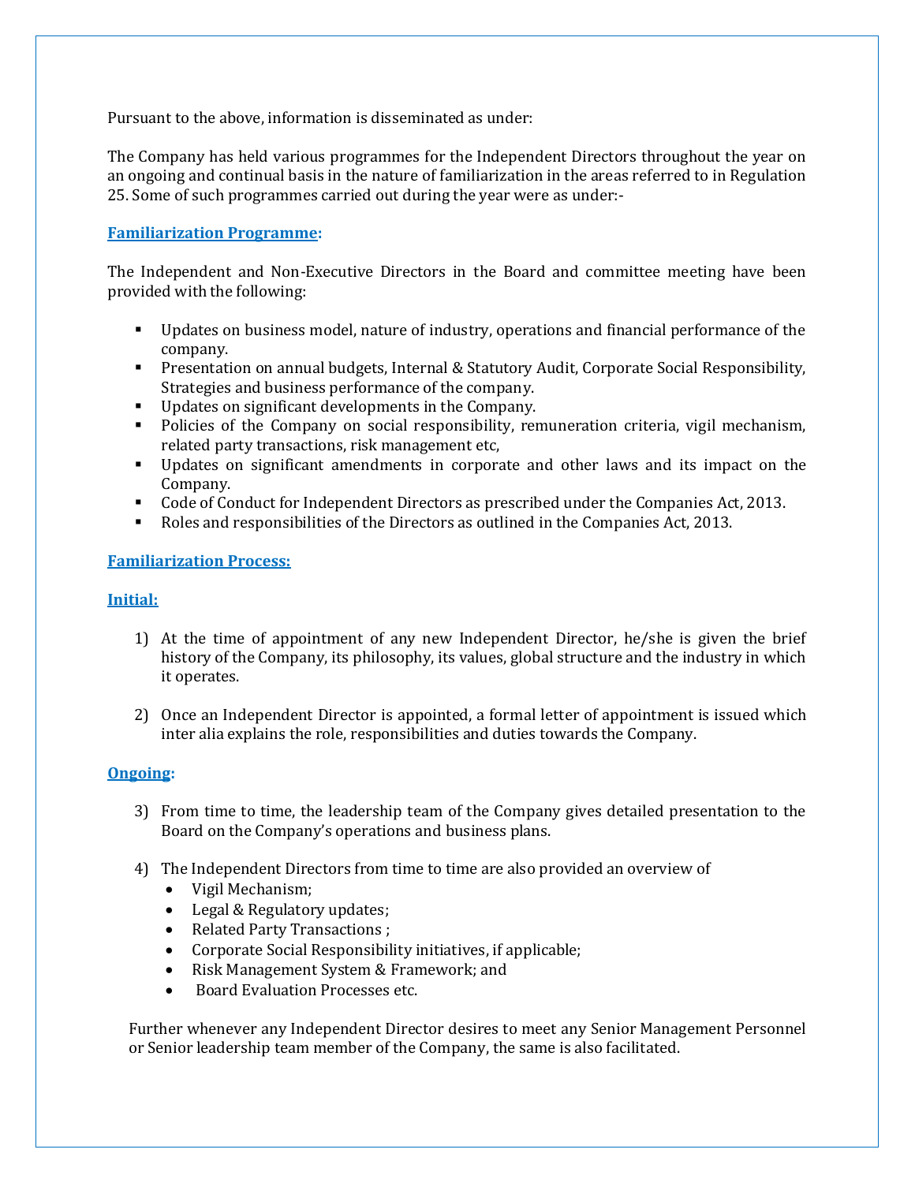Pursuant to the above, information is disseminated as under:

The Company has held various programmes for the Independent Directors throughout the year on an ongoing and continual basis in the nature of familiarization in the areas referred to in Regulation 25. Some of such programmes carried out during the year were as under:-

## Familiarization Programme:

The Independent and Non-Executive Directors in the Board and committee meeting have been provided with the following:

- Updates on business model, nature of industry, operations and financial performance of the company.
- Presentation on annual budgets, Internal & Statutory Audit, Corporate Social Responsibility, Strategies and business performance of the company.
- Updates on significant developments in the Company.
- Policies of the Company on social responsibility, remuneration criteria, vigil mechanism, related party transactions, risk management etc,
- Updates on significant amendments in corporate and other laws and its impact on the Company.
- Code of Conduct for Independent Directors as prescribed under the Companies Act, 2013.
- Roles and responsibilities of the Directors as outlined in the Companies Act, 2013.

## Familiarization Process:

### Initial:

1) At the time of appointment of any new Independent Director, he/she is given the brief history of the Company, its philosophy, its values, global structure and the industry in which it operates.

2) Once an Independent Director is appointed, a formal letter of appointment is issued which inter alia explains the role, responsibilities and duties towards the Company.

### Ongoing:

3) From time to time, the leadership team of the Company gives detailed presentation to the Board on the Company's operations and business plans.

4) The Independent Directors from time to time are also provided an overview of
    - Vigil Mechanism;
    - Legal & Regulatory updates;
    - Related Party Transactions ;
    - Corporate Social Responsibility initiatives, if applicable;
    - Risk Management System & Framework; and
    - Board Evaluation Processes etc.

Further whenever any Independent Director desires to meet any Senior Management Personnel or Senior leadership team member of the Company, the same is also facilitated.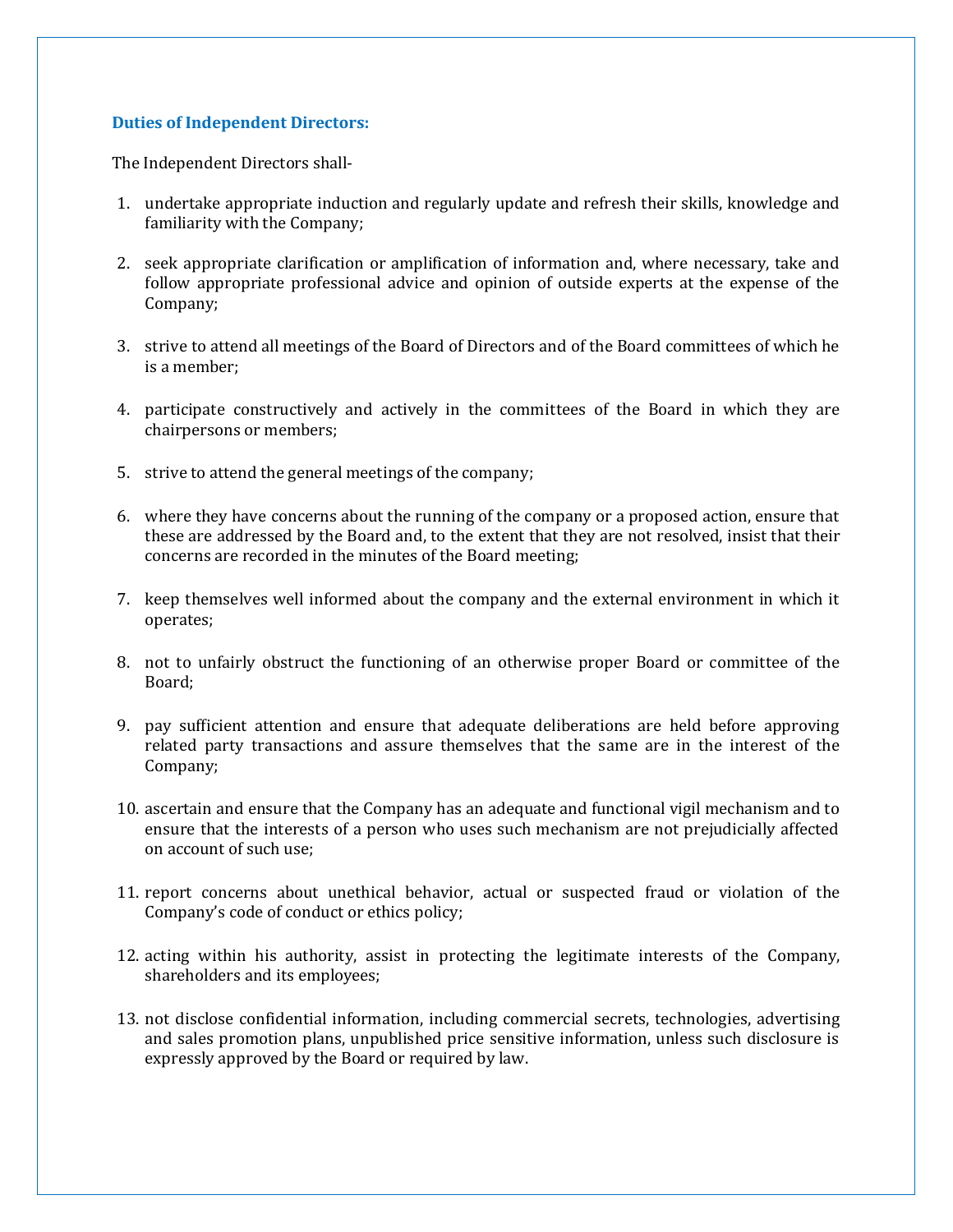## Duties of Independent Directors:

The Independent Directors shall-

1. undertake appropriate induction and regularly update and refresh their skills, knowledge and familiarity with the Company;

2. seek appropriate clarification or amplification of information and, where necessary, take and follow appropriate professional advice and opinion of outside experts at the expense of the Company;

3. strive to attend all meetings of the Board of Directors and of the Board committees of which he is a member;

4. participate constructively and actively in the committees of the Board in which they are chairpersons or members;

5. strive to attend the general meetings of the company;

6. where they have concerns about the running of the company or a proposed action, ensure that these are addressed by the Board and, to the extent that they are not resolved, insist that their concerns are recorded in the minutes of the Board meeting;

7. keep themselves well informed about the company and the external environment in which it operates;

8. not to unfairly obstruct the functioning of an otherwise proper Board or committee of the Board;

9. pay sufficient attention and ensure that adequate deliberations are held before approving related party transactions and assure themselves that the same are in the interest of the Company;

10. ascertain and ensure that the Company has an adequate and functional vigil mechanism and to ensure that the interests of a person who uses such mechanism are not prejudicially affected on account of such use;

11. report concerns about unethical behavior, actual or suspected fraud or violation of the Company's code of conduct or ethics policy;

12. acting within his authority, assist in protecting the legitimate interests of the Company, shareholders and its employees;

13. not disclose confidential information, including commercial secrets, technologies, advertising and sales promotion plans, unpublished price sensitive information, unless such disclosure is expressly approved by the Board or required by law.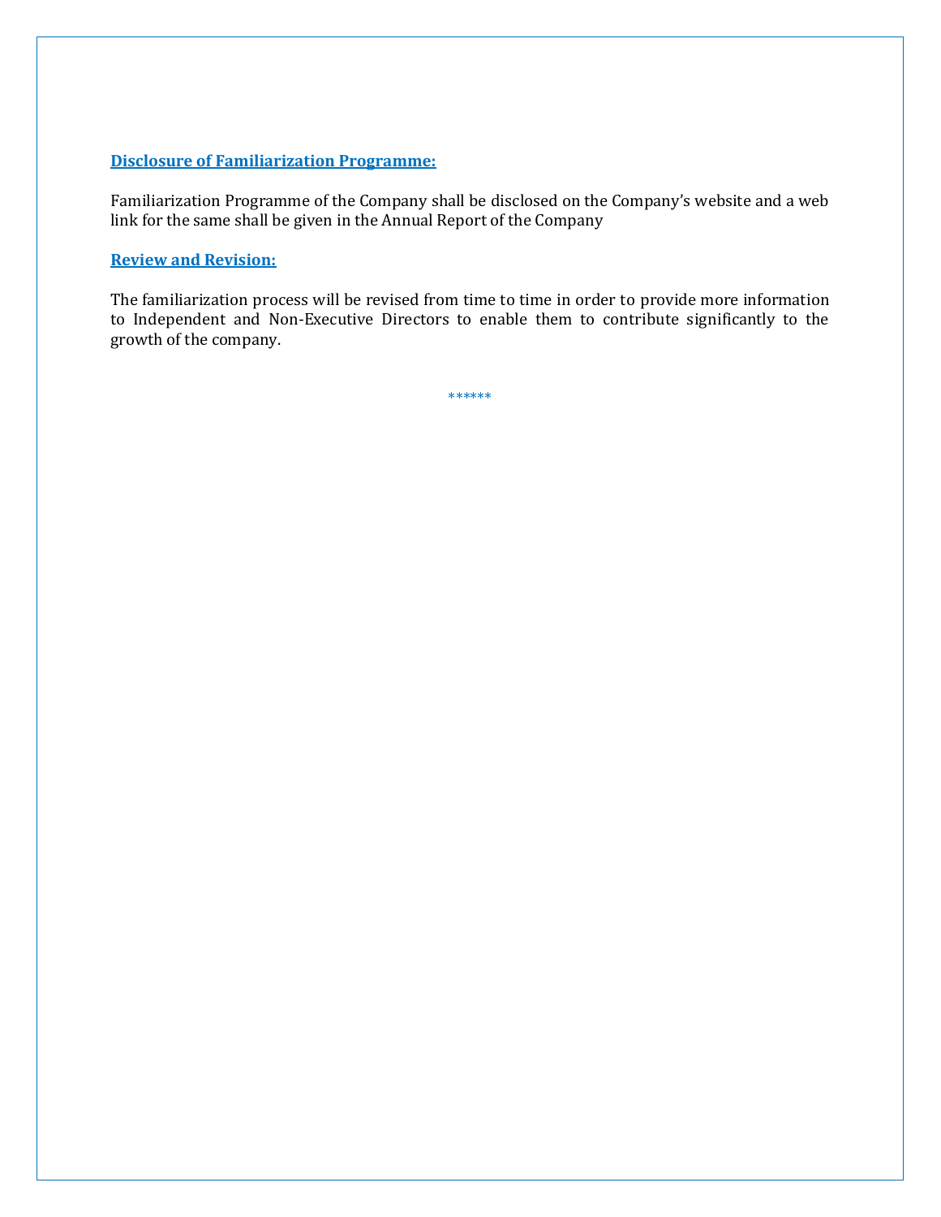**Disclosure of Familiarization Programme:**

Familiarization Programme of the Company shall be disclosed on the Company's website and a web link for the same shall be given in the Annual Report of the Company

**Review and Revision:**

The familiarization process will be revised from time to time in order to provide more information to Independent and Non-Executive Directors to enable them to contribute significantly to the growth of the company.

******